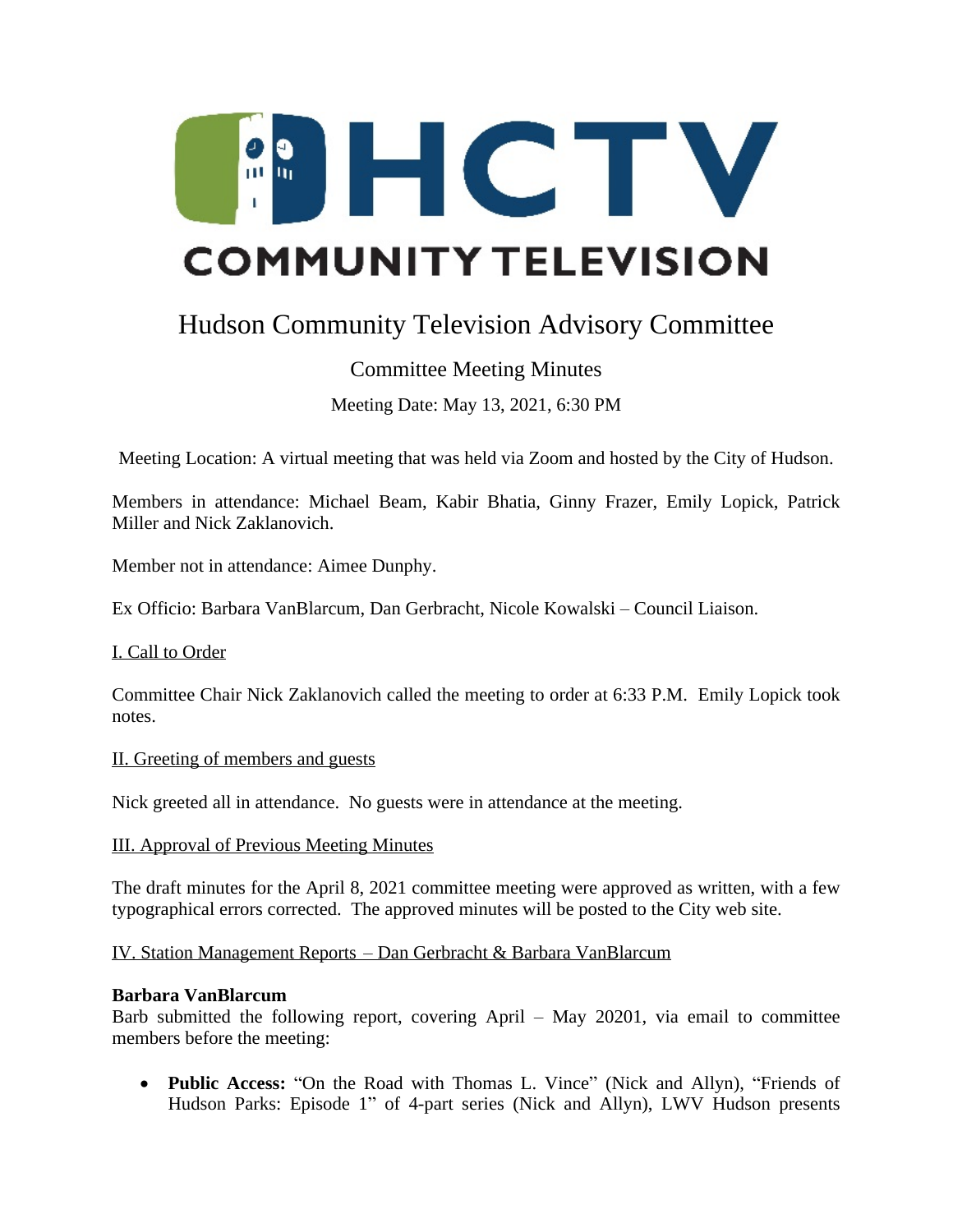# HCTV COMMUNITY TELEVISION

## Hudson Community Television Advisory Committee

### Committee Meeting Minutes

Meeting Date: May 13, 2021, 6:30 PM

Meeting Location: A virtual meeting that was held via Zoom and hosted by the City of Hudson.

Members in attendance: Michael Beam, Kabir Bhatia, Ginny Frazer, Emily Lopick, Patrick Miller and Nick Zaklanovich.

Member not in attendance: Aimee Dunphy.

Ex Officio: Barbara VanBlarcum, Dan Gerbracht, Nicole Kowalski – Council Liaison.

<u>I. Call to Order</u>

Committee Chair Nick Zaklanovich called the meeting to order at 6:33 P.M. Emily Lopick took notes.

<u>II. Greeting of members and guests</u>

Nick greeted all in attendance. No guests were in attendance at the meeting.

<u>III. Approval of Previous Meeting Minutes</u>

The draft minutes for the April 8, 2021 committee meeting were approved as written, with a few typographical errors corrected. The approved minutes will be posted to the City web site.

<u>IV. Station Management Reports – Dan Gerbracht & Barbara VanBlarcum</u>

**Barbara VanBlarcum**
Barb submitted the following report, covering April – May 20201, via email to committee members before the meeting:

- **Public Access:** "On the Road with Thomas L. Vince" (Nick and Allyn), "Friends of Hudson Parks: Episode 1" of 4-part series (Nick and Allyn), LWV Hudson presents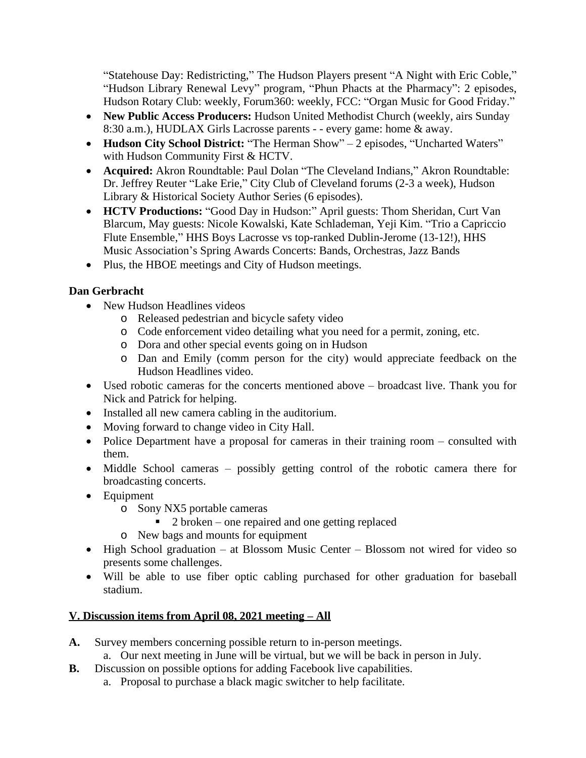"Statehouse Day: Redistricting," The Hudson Players present "A Night with Eric Coble," "Hudson Library Renewal Levy" program, "Phun Phacts at the Pharmacy": 2 episodes, Hudson Rotary Club: weekly, Forum360: weekly, FCC: "Organ Music for Good Friday."

- **New Public Access Producers:** Hudson United Methodist Church (weekly, airs Sunday 8:30 a.m.), HUDLAX Girls Lacrosse parents - - every game: home & away.
- **Hudson City School District:** "The Herman Show" – 2 episodes, "Uncharted Waters" with Hudson Community First & HCTV.
- **Acquired:** Akron Roundtable: Paul Dolan "The Cleveland Indians," Akron Roundtable: Dr. Jeffrey Reuter "Lake Erie," City Club of Cleveland forums (2-3 a week), Hudson Library & Historical Society Author Series (6 episodes).
- **HCTV Productions:** "Good Day in Hudson:" April guests: Thom Sheridan, Curt Van Blarcum, May guests: Nicole Kowalski, Kate Schlademan, Yeji Kim. "Trio a Capriccio Flute Ensemble," HHS Boys Lacrosse vs top-ranked Dublin-Jerome (13-12!), HHS Music Association's Spring Awards Concerts: Bands, Orchestras, Jazz Bands
- Plus, the HBOE meetings and City of Hudson meetings.

**Dan Gerbracht**

- New Hudson Headlines videos
  - Released pedestrian and bicycle safety video
  - Code enforcement video detailing what you need for a permit, zoning, etc.
  - Dora and other special events going on in Hudson
  - Dan and Emily (comm person for the city) would appreciate feedback on the Hudson Headlines video.
- Used robotic cameras for the concerts mentioned above – broadcast live. Thank you for Nick and Patrick for helping.
- Installed all new camera cabling in the auditorium.
- Moving forward to change video in City Hall.
- Police Department have a proposal for cameras in their training room – consulted with them.
- Middle School cameras – possibly getting control of the robotic camera there for broadcasting concerts.
- Equipment
  - Sony NX5 portable cameras
    - 2 broken – one repaired and one getting replaced
  - New bags and mounts for equipment
- High School graduation – at Blossom Music Center – Blossom not wired for video so presents some challenges.
- Will be able to use fiber optic cabling purchased for other graduation for baseball stadium.

**V. Discussion items from April 08, 2021 meeting – All**

**A.** Survey members concerning possible return to in-person meetings.
   a. Our next meeting in June will be virtual, but we will be back in person in July.

**B.** Discussion on possible options for adding Facebook live capabilities.
   a. Proposal to purchase a black magic switcher to help facilitate.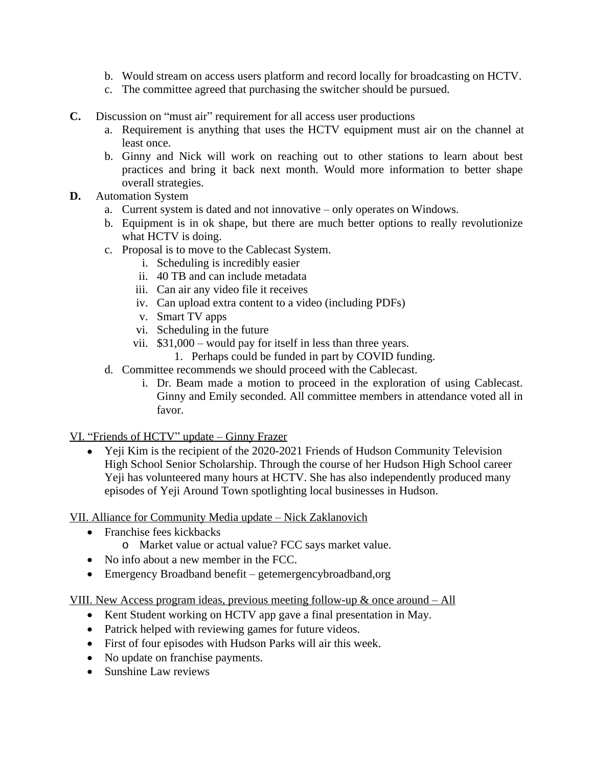b. Would stream on access users platform and record locally for broadcasting on HCTV.
   c. The committee agreed that purchasing the switcher should be pursued.

**C.** Discussion on "must air" requirement for all access user productions
   a. Requirement is anything that uses the HCTV equipment must air on the channel at least once.
   b. Ginny and Nick will work on reaching out to other stations to learn about best practices and bring it back next month. Would more information to better shape overall strategies.

**D.** Automation System
   a. Current system is dated and not innovative – only operates on Windows.
   b. Equipment is in ok shape, but there are much better options to really revolutionize what HCTV is doing.
   c. Proposal is to move to the Cablecast System.
      i. Scheduling is incredibly easier
      ii. 40 TB and can include metadata
      iii. Can air any video file it receives
      iv. Can upload extra content to a video (including PDFs)
      v. Smart TV apps
      vi. Scheduling in the future
      vii. $31,000 – would pay for itself in less than three years.
         1. Perhaps could be funded in part by COVID funding.
   d. Committee recommends we should proceed with the Cablecast.
      i. Dr. Beam made a motion to proceed in the exploration of using Cablecast. Ginny and Emily seconded. All committee members in attendance voted all in favor.

<u>VI. "Friends of HCTV" update – Ginny Frazer</u>

- Yeji Kim is the recipient of the 2020-2021 Friends of Hudson Community Television High School Senior Scholarship. Through the course of her Hudson High School career Yeji has volunteered many hours at HCTV. She has also independently produced many episodes of Yeji Around Town spotlighting local businesses in Hudson.

<u>VII. Alliance for Community Media update – Nick Zaklanovich</u>

- Franchise fees kickbacks
  - Market value or actual value? FCC says market value.
- No info about a new member in the FCC.
- Emergency Broadband benefit – getemergencybroadband,org

<u>VIII. New Access program ideas, previous meeting follow-up & once around – All</u>

- Kent Student working on HCTV app gave a final presentation in May.
- Patrick helped with reviewing games for future videos.
- First of four episodes with Hudson Parks will air this week.
- No update on franchise payments.
- Sunshine Law reviews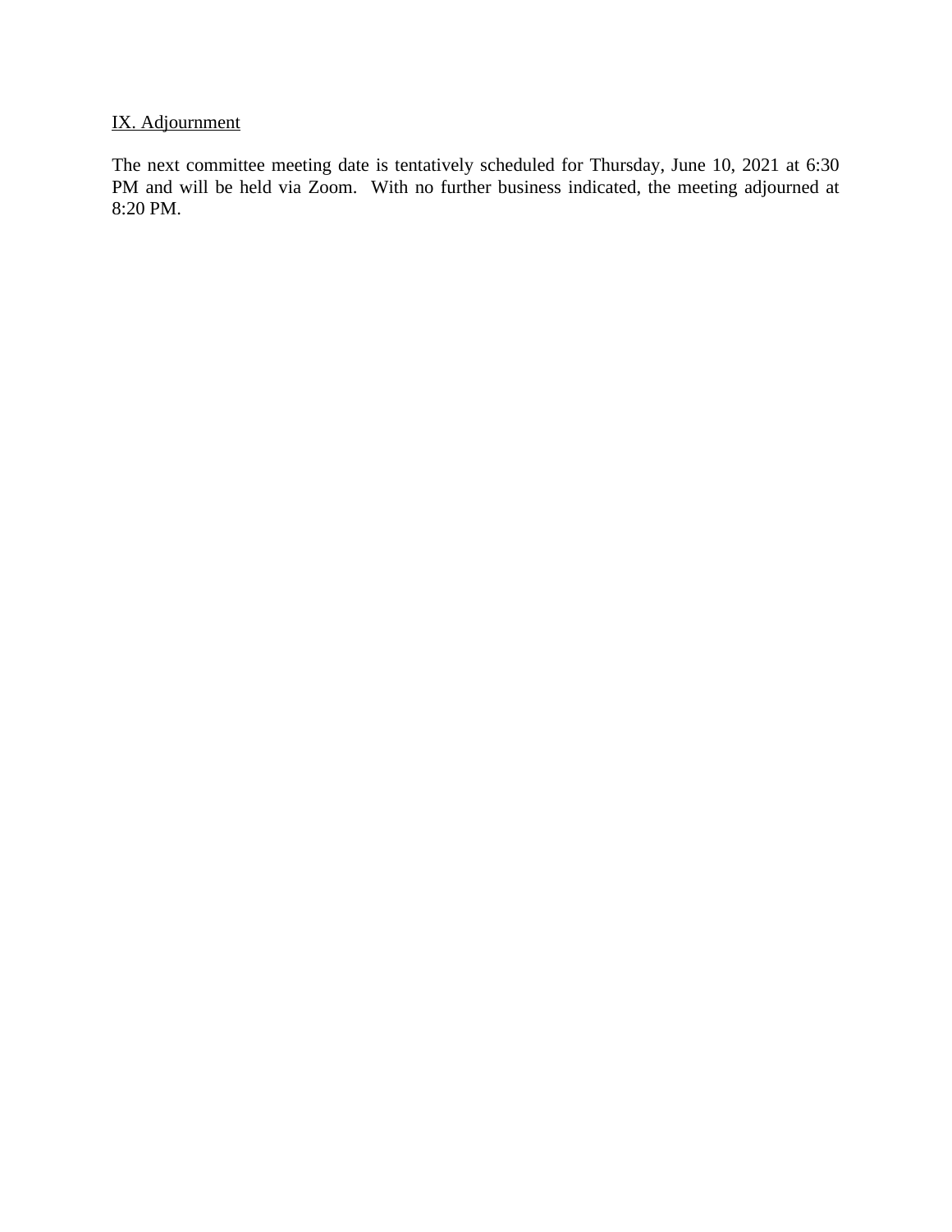IX. Adjournment

The next committee meeting date is tentatively scheduled for Thursday, June 10, 2021 at 6:30 PM and will be held via Zoom. With no further business indicated, the meeting adjourned at 8:20 PM.